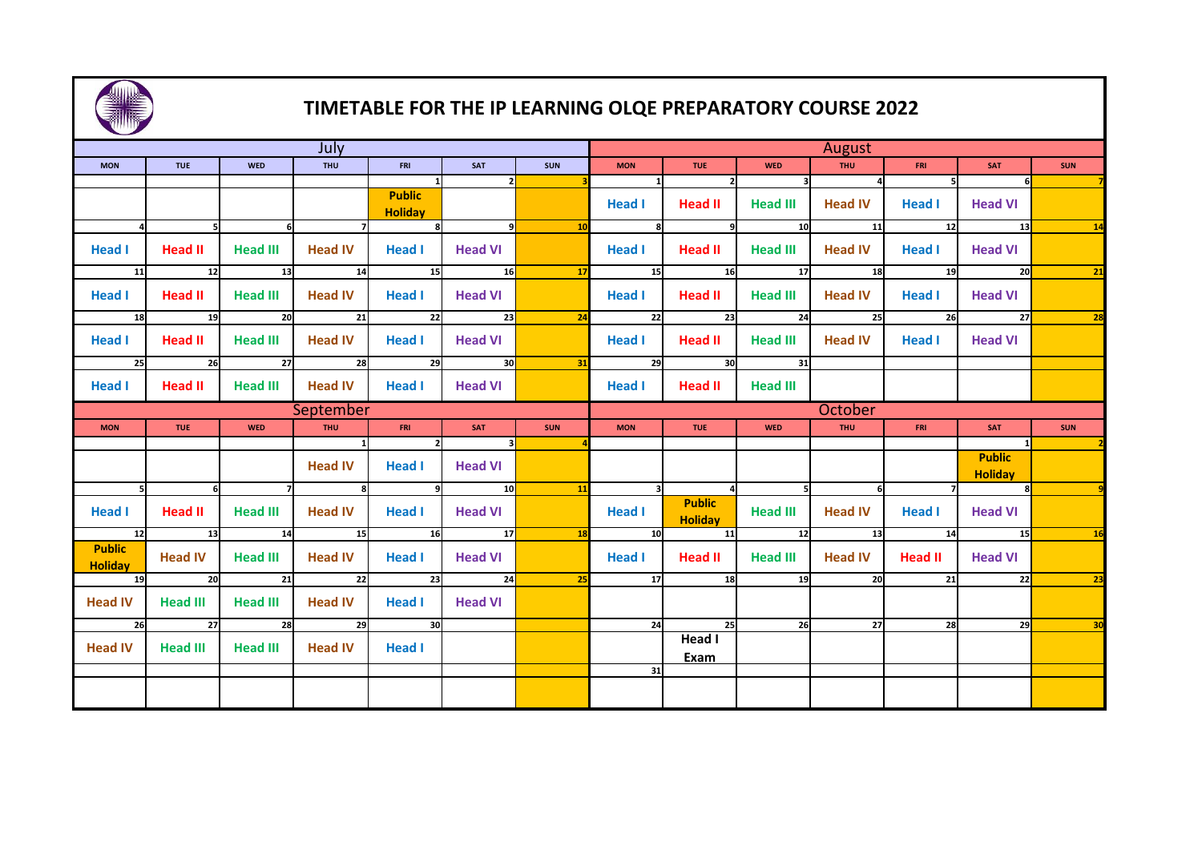# TIMETABLE FOR THE IP LEARNING OLQE PREPARATORY COURSE 2022

## July

| MON | TUE | WED | THU | FRI | SAT | SUN |
|---|---|---|---|---|---|---|
| | | | | 1 Public Holiday | 2 | 3 |
| 4 Head I | 5 Head II | 6 Head III | 7 Head IV | 8 Head I | 9 Head VI | 10 |
| 11 Head I | 12 Head II | 13 Head III | 14 Head IV | 15 Head I | 16 Head VI | 17 |
| 18 Head I | 19 Head II | 20 Head III | 21 Head IV | 22 Head I | 23 Head VI | 24 |
| 25 Head I | 26 Head II | 27 Head III | 28 Head IV | 29 Head I | 30 Head VI | 31 |

## August

| MON | TUE | WED | THU | FRI | SAT | SUN |
|---|---|---|---|---|---|---|
| 1 Head I | 2 Head II | 3 Head III | 4 Head IV | 5 Head I | 6 Head VI | 7 |
| 8 Head I | 9 Head II | 10 Head III | 11 Head IV | 12 Head I | 13 Head VI | 14 |
| 15 Head I | 16 Head II | 17 Head III | 18 Head IV | 19 Head I | 20 Head VI | 21 |
| 22 Head I | 23 Head II | 24 Head III | 25 Head IV | 26 Head I | 27 Head VI | 28 |
| 29 Head I | 30 Head II | 31 Head III | | | | |

## September

| MON | TUE | WED | THU | FRI | SAT | SUN |
|---|---|---|---|---|---|---|
| | | | 1 Head IV | 2 Head I | 3 Head VI | 4 |
| 5 Head I | 6 Head II | 7 Head III | 8 Head IV | 9 Head I | 10 Head VI | 11 |
| 12 Public Holiday | 13 Head IV | 14 Head III | 15 Head IV | 16 Head I | 17 Head VI | 18 |
| 19 Head IV | 20 Head III | 21 Head III | 22 Head IV | 23 Head I | 24 Head VI | 25 |
| 26 Head IV | 27 Head III | 28 Head III | 29 Head IV | 30 Head I | | |

## October

| MON | TUE | WED | THU | FRI | SAT | SUN |
|---|---|---|---|---|---|---|
| | | | | | 1 Public Holiday | 2 |
| 3 Head I | 4 Public Holiday | 5 Head III | 6 Head IV | 7 Head I | 8 Head VI | 9 |
| 10 Head I | 11 Head II | 12 Head III | 13 Head IV | 14 Head II | 15 Head VI | 16 |
| 17 | 18 | 19 | 20 | 21 | 22 | 23 |
| 24 | 25 Head I Exam | 26 | 27 | 28 | 29 | 30 |
| 31 | | | | | | |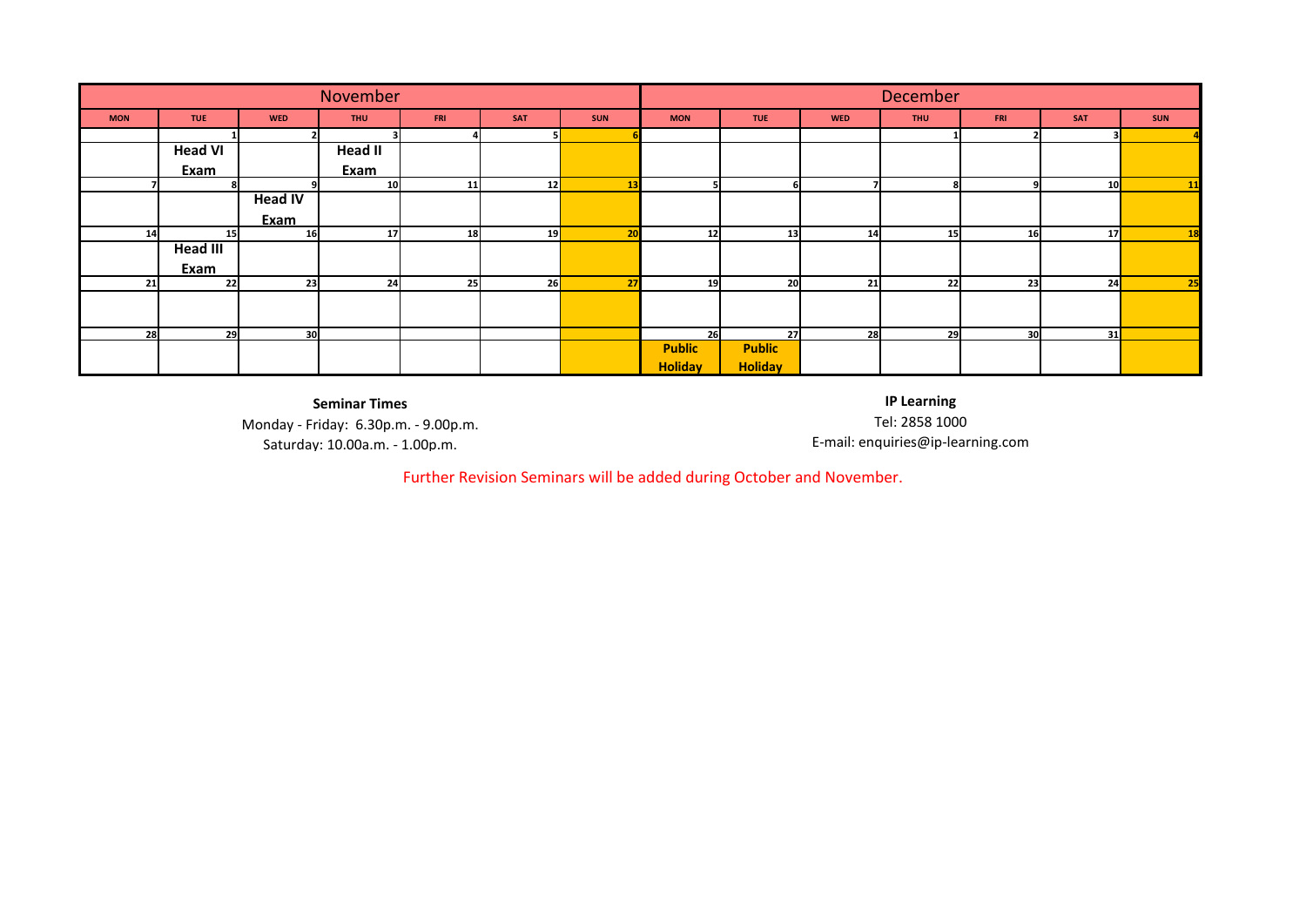| November | | | | | | | December | | | | | | |
|---|---|---|---|---|---|---|---|---|---|---|---|---|---|
| MON | TUE | WED | THU | FRI | SAT | SUN | MON | TUE | WED | THU | FRI | SAT | SUN |
| | 1 | 2 | 3 | 4 | 5 | 6 | | | | 1 | 2 | 3 | 4 |
| | **Head VI Exam** | | **Head II Exam** | | | | | | | | | | |
| 7 | 8 | 9 | 10 | 11 | 12 | 13 | 5 | 6 | 7 | 8 | 9 | 10 | 11 |
| | | **Head IV Exam** | | | | | | | | | | | |
| 14 | 15 | 16 | 17 | 18 | 19 | 20 | 12 | 13 | 14 | 15 | 16 | 17 | 18 |
| | **Head III Exam** | | | | | | | | | | | | |
| 21 | 22 | 23 | 24 | 25 | 26 | 27 | 19 | 20 | 21 | 22 | 23 | 24 | 25 |
| | | | | | | | | | | | | | |
| 28 | 29 | 30 | | | | | 26 | 27 | 28 | 29 | 30 | 31 | |
| | | | | | | | **Public Holiday** | **Public Holiday** | | | | | |

**Seminar Times**

Monday - Friday: 6.30p.m. - 9.00p.m.

Saturday: 10.00a.m. - 1.00p.m.

**IP Learning**

Tel: 2858 1000

E-mail: enquiries@ip-learning.com

Further Revision Seminars will be added during October and November.